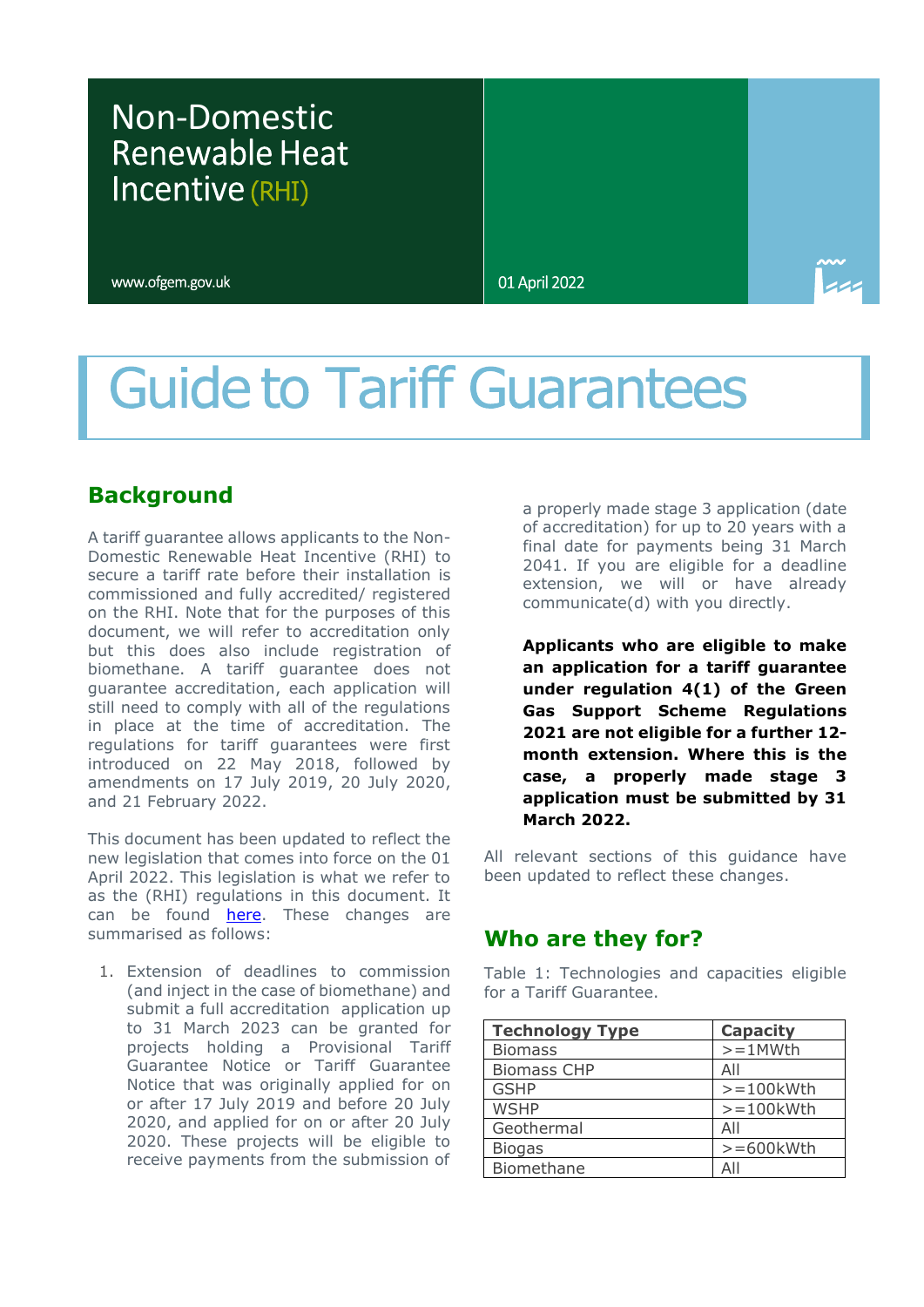# Non-Domestic Renewable Heat Incentive (RHI)

www.ofgem.gov.uk

01 April 2022

# Guide to Tariff Guarantees

## Background

A tariff guarantee allows applicants to the Non-Domestic Renewable Heat Incentive (RHI) to secure a tariff rate before their installation is commissioned and fully accredited/ registered on the RHI. Note that for the purposes of this document, we will refer to accreditation only but this does also include registration of biomethane. A tariff guarantee does not guarantee accreditation, each application will still need to comply with all of the regulations in place at the time of accreditation. The regulations for tariff guarantees were first introduced on 22 May 2018, followed by amendments on 17 July 2019, 20 July 2020, and 21 February 2022.

This document has been updated to reflect the new legislation that comes into force on the 01 April 2022. This legislation is what we refer to as the (RHI) regulations in this document. It can be found [here](). These changes are summarised as follows:

1. Extension of deadlines to commission (and inject in the case of biomethane) and submit a full accreditation application up to 31 March 2023 can be granted for projects holding a Provisional Tariff Guarantee Notice or Tariff Guarantee Notice that was originally applied for on or after 17 July 2019 and before 20 July 2020, and applied for on or after 20 July 2020. These projects will be eligible to receive payments from the submission of a properly made stage 3 application (date of accreditation) for up to 20 years with a final date for payments being 31 March 2041. If you are eligible for a deadline extension, we will or have already communicate(d) with you directly.

**Applicants who are eligible to make an application for a tariff guarantee under regulation 4(1) of the Green Gas Support Scheme Regulations 2021 are not eligible for a further 12-month extension. Where this is the case, a properly made stage 3 application must be submitted by 31 March 2022.**

All relevant sections of this guidance have been updated to reflect these changes.

## Who are they for?

Table 1: Technologies and capacities eligible for a Tariff Guarantee.

| Technology Type | Capacity |
|---|---|
| Biomass | >=1MWth |
| Biomass CHP | All |
| GSHP | >=100kWth |
| WSHP | >=100kWth |
| Geothermal | All |
| Biogas | >=600kWth |
| Biomethane | All |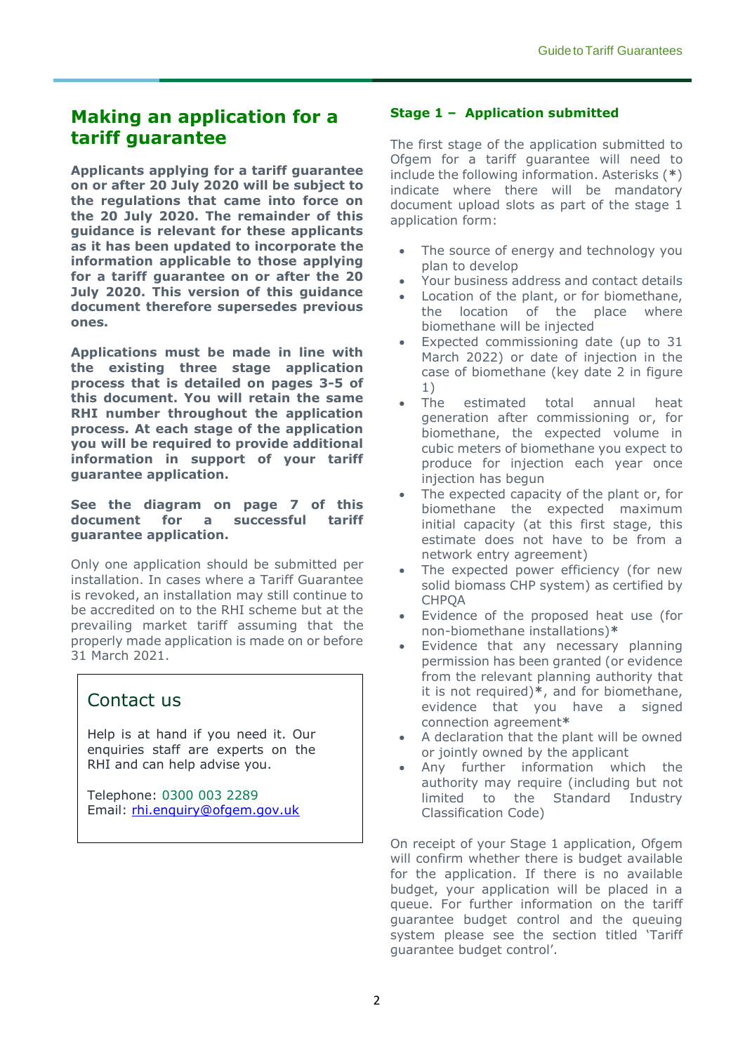## Making an application for a tariff guarantee

**Applicants applying for a tariff guarantee on or after 20 July 2020 will be subject to the regulations that came into force on the 20 July 2020. The remainder of this guidance is relevant for these applicants as it has been updated to incorporate the information applicable to those applying for a tariff guarantee on or after the 20 July 2020. This version of this guidance document therefore supersedes previous ones.**

**Applications must be made in line with the existing three stage application process that is detailed on pages 3-5 of this document. You will retain the same RHI number throughout the application process. At each stage of the application you will be required to provide additional information in support of your tariff guarantee application.**

**See the diagram on page 7 of this document for a successful tariff guarantee application.**

Only one application should be submitted per installation. In cases where a Tariff Guarantee is revoked, an installation may still continue to be accredited on to the RHI scheme but at the prevailing market tariff assuming that the properly made application is made on or before 31 March 2021.

> ### Contact us
>
> Help is at hand if you need it. Our enquiries staff are experts on the RHI and can help advise you.
>
> Telephone: 0300 003 2289
> Email: rhi.enquiry@ofgem.gov.uk

### Stage 1 – Application submitted

The first stage of the application submitted to Ofgem for a tariff guarantee will need to include the following information. Asterisks (**\***) indicate where there will be mandatory document upload slots as part of the stage 1 application form:

- The source of energy and technology you plan to develop
- Your business address and contact details
- Location of the plant, or for biomethane, the location of the place where biomethane will be injected
- Expected commissioning date (up to 31 March 2022) or date of injection in the case of biomethane (key date 2 in figure 1)
- The estimated total annual heat generation after commissioning or, for biomethane, the expected volume in cubic meters of biomethane you expect to produce for injection each year once injection has begun
- The expected capacity of the plant or, for biomethane the expected maximum initial capacity (at this first stage, this estimate does not have to be from a network entry agreement)
- The expected power efficiency (for new solid biomass CHP system) as certified by CHPQA
- Evidence of the proposed heat use (for non-biomethane installations)**\***
- Evidence that any necessary planning permission has been granted (or evidence from the relevant planning authority that it is not required)**\***, and for biomethane, evidence that you have a signed connection agreement**\***
- A declaration that the plant will be owned or jointly owned by the applicant
- Any further information which the authority may require (including but not limited to the Standard Industry Classification Code)

On receipt of your Stage 1 application, Ofgem will confirm whether there is budget available for the application. If there is no available budget, your application will be placed in a queue. For further information on the tariff guarantee budget control and the queuing system please see the section titled 'Tariff guarantee budget control'.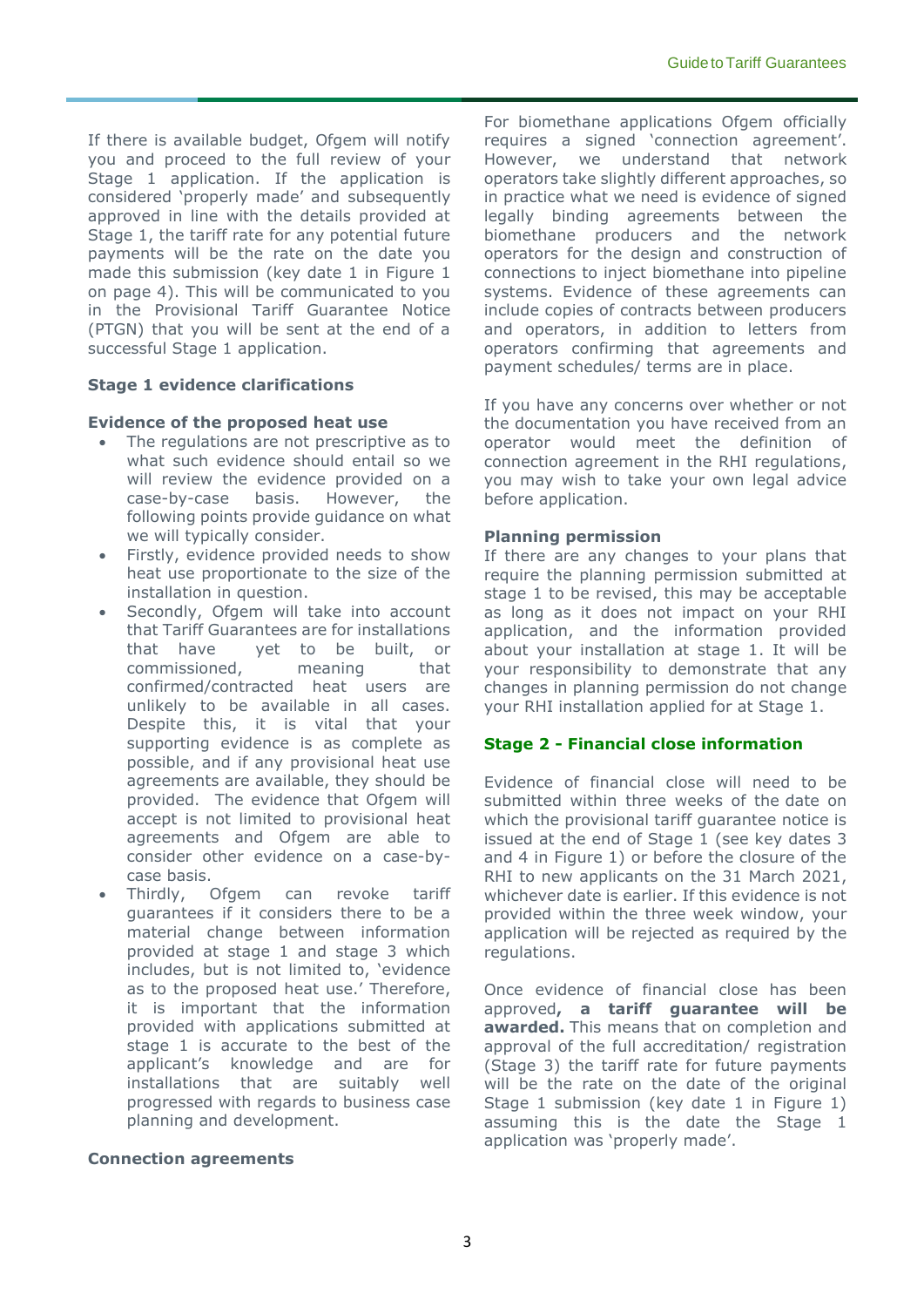If there is available budget, Ofgem will notify you and proceed to the full review of your Stage 1 application. If the application is considered 'properly made' and subsequently approved in line with the details provided at Stage 1, the tariff rate for any potential future payments will be the rate on the date you made this submission (key date 1 in Figure 1 on page 4). This will be communicated to you in the Provisional Tariff Guarantee Notice (PTGN) that you will be sent at the end of a successful Stage 1 application.

### Stage 1 evidence clarifications

#### Evidence of the proposed heat use

- The regulations are not prescriptive as to what such evidence should entail so we will review the evidence provided on a case-by-case basis. However, the following points provide guidance on what we will typically consider.
- Firstly, evidence provided needs to show heat use proportionate to the size of the installation in question.
- Secondly, Ofgem will take into account that Tariff Guarantees are for installations that have yet to be built, or commissioned, meaning that confirmed/contracted heat users are unlikely to be available in all cases. Despite this, it is vital that your supporting evidence is as complete as possible, and if any provisional heat use agreements are available, they should be provided. The evidence that Ofgem will accept is not limited to provisional heat agreements and Ofgem are able to consider other evidence on a case-by-case basis.
- Thirdly, Ofgem can revoke tariff guarantees if it considers there to be a material change between information provided at stage 1 and stage 3 which includes, but is not limited to, 'evidence as to the proposed heat use.' Therefore, it is important that the information provided with applications submitted at stage 1 is accurate to the best of the applicant's knowledge and are for installations that are suitably well progressed with regards to business case planning and development.

#### Connection agreements

For biomethane applications Ofgem officially requires a signed 'connection agreement'. However, we understand that network operators take slightly different approaches, so in practice what we need is evidence of signed legally binding agreements between the biomethane producers and the network operators for the design and construction of connections to inject biomethane into pipeline systems. Evidence of these agreements can include copies of contracts between producers and operators, in addition to letters from operators confirming that agreements and payment schedules/ terms are in place.

If you have any concerns over whether or not the documentation you have received from an operator would meet the definition of connection agreement in the RHI regulations, you may wish to take your own legal advice before application.

#### Planning permission

If there are any changes to your plans that require the planning permission submitted at stage 1 to be revised, this may be acceptable as long as it does not impact on your RHI application, and the information provided about your installation at stage 1. It will be your responsibility to demonstrate that any changes in planning permission do not change your RHI installation applied for at Stage 1.

## Stage 2 - Financial close information

Evidence of financial close will need to be submitted within three weeks of the date on which the provisional tariff guarantee notice is issued at the end of Stage 1 (see key dates 3 and 4 in Figure 1) or before the closure of the RHI to new applicants on the 31 March 2021, whichever date is earlier. If this evidence is not provided within the three week window, your application will be rejected as required by the regulations.

Once evidence of financial close has been approved**, a tariff guarantee will be awarded.** This means that on completion and approval of the full accreditation/ registration (Stage 3) the tariff rate for future payments will be the rate on the date of the original Stage 1 submission (key date 1 in Figure 1) assuming this is the date the Stage 1 application was 'properly made'.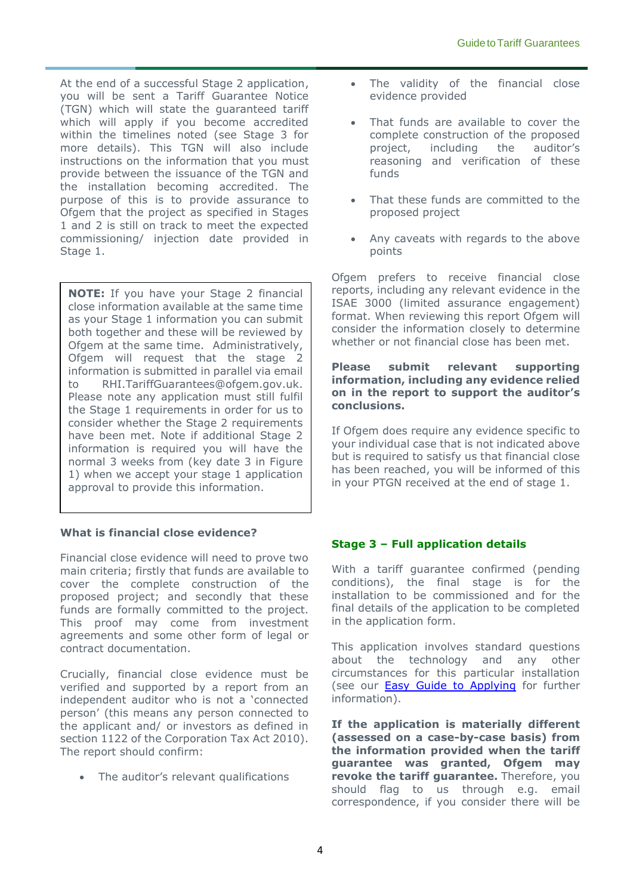At the end of a successful Stage 2 application, you will be sent a Tariff Guarantee Notice (TGN) which will state the guaranteed tariff which will apply if you become accredited within the timelines noted (see Stage 3 for more details). This TGN will also include instructions on the information that you must provide between the issuance of the TGN and the installation becoming accredited. The purpose of this is to provide assurance to Ofgem that the project as specified in Stages 1 and 2 is still on track to meet the expected commissioning/ injection date provided in Stage 1.

> **NOTE:** If you have your Stage 2 financial close information available at the same time as your Stage 1 information you can submit both together and these will be reviewed by Ofgem at the same time. Administratively, Ofgem will request that the stage 2 information is submitted in parallel via email to RHI.TariffGuarantees@ofgem.gov.uk. Please note any application must still fulfil the Stage 1 requirements in order for us to consider whether the Stage 2 requirements have been met. Note if additional Stage 2 information is required you will have the normal 3 weeks from (key date 3 in Figure 1) when we accept your stage 1 application approval to provide this information.

**What is financial close evidence?**

Financial close evidence will need to prove two main criteria; firstly that funds are available to cover the complete construction of the proposed project; and secondly that these funds are formally committed to the project. This proof may come from investment agreements and some other form of legal or contract documentation.

Crucially, financial close evidence must be verified and supported by a report from an independent auditor who is not a 'connected person' (this means any person connected to the applicant and/ or investors as defined in section 1122 of the Corporation Tax Act 2010). The report should confirm:

- The auditor's relevant qualifications
- The validity of the financial close evidence provided
- That funds are available to cover the complete construction of the proposed project, including the auditor's reasoning and verification of these funds
- That these funds are committed to the proposed project
- Any caveats with regards to the above points

Ofgem prefers to receive financial close reports, including any relevant evidence in the ISAE 3000 (limited assurance engagement) format. When reviewing this report Ofgem will consider the information closely to determine whether or not financial close has been met.

**Please submit relevant supporting information, including any evidence relied on in the report to support the auditor's conclusions.**

If Ofgem does require any evidence specific to your individual case that is not indicated above but is required to satisfy us that financial close has been reached, you will be informed of this in your PTGN received at the end of stage 1.

### Stage 3 – Full application details

With a tariff guarantee confirmed (pending conditions), the final stage is for the installation to be commissioned and for the final details of the application to be completed in the application form.

This application involves standard questions about the technology and any other circumstances for this particular installation (see our Easy Guide to Applying for further information).

**If the application is materially different (assessed on a case-by-case basis) from the information provided when the tariff guarantee was granted, Ofgem may revoke the tariff guarantee.** Therefore, you should flag to us through e.g. email correspondence, if you consider there will be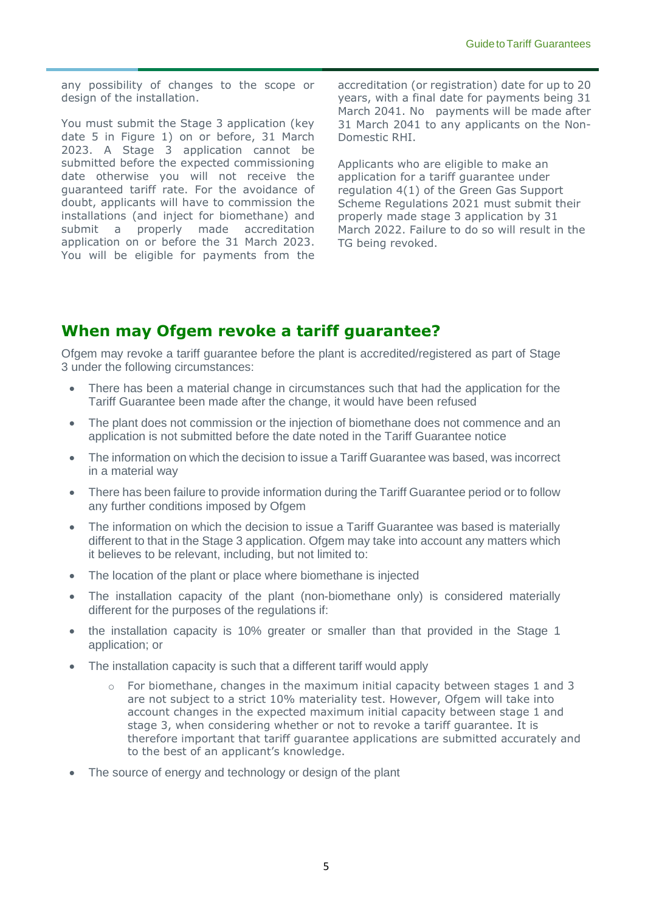any possibility of changes to the scope or design of the installation.

You must submit the Stage 3 application (key date 5 in Figure 1) on or before, 31 March 2023. A Stage 3 application cannot be submitted before the expected commissioning date otherwise you will not receive the guaranteed tariff rate. For the avoidance of doubt, applicants will have to commission the installations (and inject for biomethane) and submit a properly made accreditation application on or before the 31 March 2023. You will be eligible for payments from the accreditation (or registration) date for up to 20 years, with a final date for payments being 31 March 2041. No payments will be made after 31 March 2041 to any applicants on the Non-Domestic RHI.

Applicants who are eligible to make an application for a tariff guarantee under regulation 4(1) of the Green Gas Support Scheme Regulations 2021 must submit their properly made stage 3 application by 31 March 2022. Failure to do so will result in the TG being revoked.

## When may Ofgem revoke a tariff guarantee?

Ofgem may revoke a tariff guarantee before the plant is accredited/registered as part of Stage 3 under the following circumstances:

- There has been a material change in circumstances such that had the application for the Tariff Guarantee been made after the change, it would have been refused
- The plant does not commission or the injection of biomethane does not commence and an application is not submitted before the date noted in the Tariff Guarantee notice
- The information on which the decision to issue a Tariff Guarantee was based, was incorrect in a material way
- There has been failure to provide information during the Tariff Guarantee period or to follow any further conditions imposed by Ofgem
- The information on which the decision to issue a Tariff Guarantee was based is materially different to that in the Stage 3 application. Ofgem may take into account any matters which it believes to be relevant, including, but not limited to:
- The location of the plant or place where biomethane is injected
- The installation capacity of the plant (non-biomethane only) is considered materially different for the purposes of the regulations if:
- the installation capacity is 10% greater or smaller than that provided in the Stage 1 application; or
- The installation capacity is such that a different tariff would apply
    - For biomethane, changes in the maximum initial capacity between stages 1 and 3 are not subject to a strict 10% materiality test. However, Ofgem will take into account changes in the expected maximum initial capacity between stage 1 and stage 3, when considering whether or not to revoke a tariff guarantee. It is therefore important that tariff guarantee applications are submitted accurately and to the best of an applicant's knowledge.
- The source of energy and technology or design of the plant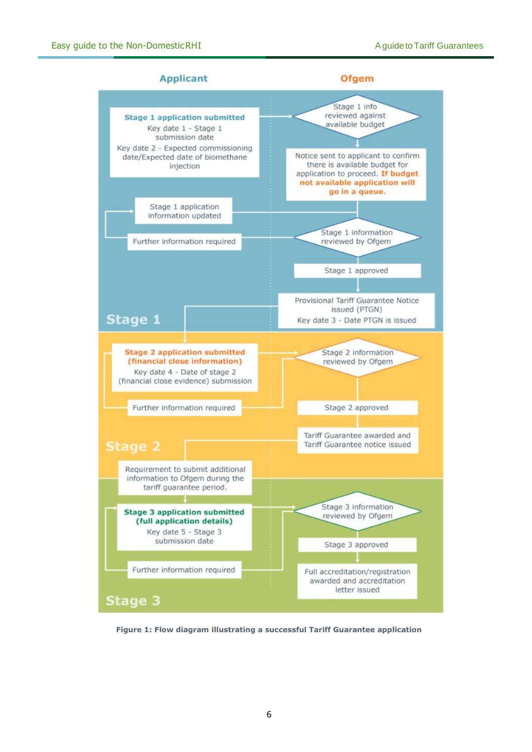**Applicant** | **Ofgem**

**Stage 1**

- **Stage 1 application submitted**
  Key date 1 - Stage 1 submission date
  Key date 2 - Expected commissioning date/Expected date of biomethane injection
- Stage 1 info reviewed against available budget
- Notice sent to applicant to confirm there is available budget for application to proceed. **If budget not available application will go in a queue.**
- Stage 1 application information updated
- Further information required
- Stage 1 information reviewed by Ofgem
- Stage 1 approved
- Provisional Tariff Guarantee Notice issued (PTGN)
  Key date 3 - Date PTGN is issued

**Stage 2**

- **Stage 2 application submitted (financial close information)**
  Key date 4 - Date of stage 2 (financial close evidence) submission
- Stage 2 information reviewed by Ofgem
- Further information required
- Stage 2 approved
- Tariff Guarantee awarded and Tariff Guarantee notice issued
- Requirement to submit additional information to Ofgem during the tariff guarantee period.

**Stage 3**

- **Stage 3 application submitted (full application details)**
  Key date 5 - Stage 3 submission date
- Stage 3 information reviewed by Ofgem
- Further information required
- Stage 3 approved
- Full accreditation/registration awarded and accreditation letter issued

**Figure 1: Flow diagram illustrating a successful Tariff Guarantee application**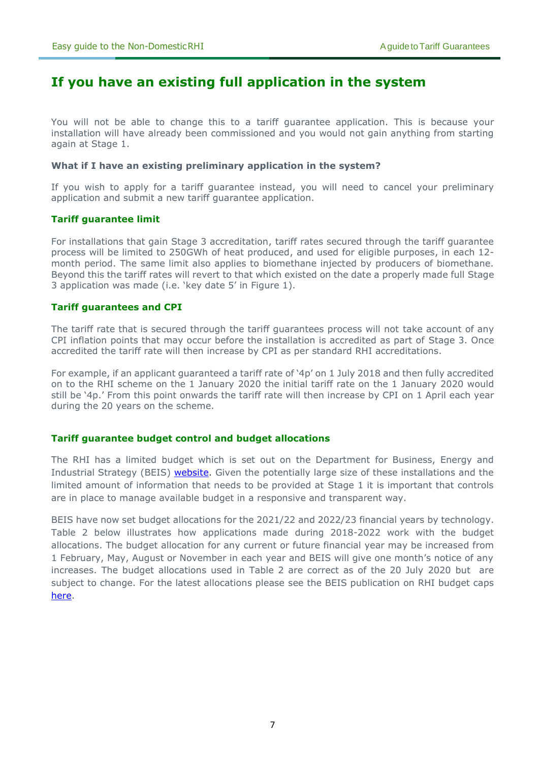## If you have an existing full application in the system

You will not be able to change this to a tariff guarantee application. This is because your installation will have already been commissioned and you would not gain anything from starting again at Stage 1.

**What if I have an existing preliminary application in the system?**

If you wish to apply for a tariff guarantee instead, you will need to cancel your preliminary application and submit a new tariff guarantee application.

### Tariff guarantee limit

For installations that gain Stage 3 accreditation, tariff rates secured through the tariff guarantee process will be limited to 250GWh of heat produced, and used for eligible purposes, in each 12-month period. The same limit also applies to biomethane injected by producers of biomethane. Beyond this the tariff rates will revert to that which existed on the date a properly made full Stage 3 application was made (i.e. 'key date 5' in Figure 1).

### Tariff guarantees and CPI

The tariff rate that is secured through the tariff guarantees process will not take account of any CPI inflation points that may occur before the installation is accredited as part of Stage 3. Once accredited the tariff rate will then increase by CPI as per standard RHI accreditations.

For example, if an applicant guaranteed a tariff rate of '4p' on 1 July 2018 and then fully accredited on to the RHI scheme on the 1 January 2020 the initial tariff rate on the 1 January 2020 would still be '4p.' From this point onwards the tariff rate will then increase by CPI on 1 April each year during the 20 years on the scheme.

### Tariff guarantee budget control and budget allocations

The RHI has a limited budget which is set out on the Department for Business, Energy and Industrial Strategy (BEIS) website. Given the potentially large size of these installations and the limited amount of information that needs to be provided at Stage 1 it is important that controls are in place to manage available budget in a responsive and transparent way.

BEIS have now set budget allocations for the 2021/22 and 2022/23 financial years by technology. Table 2 below illustrates how applications made during 2018-2022 work with the budget allocations. The budget allocation for any current or future financial year may be increased from 1 February, May, August or November in each year and BEIS will give one month's notice of any increases. The budget allocations used in Table 2 are correct as of the 20 July 2020 but are subject to change. For the latest allocations please see the BEIS publication on RHI budget caps here.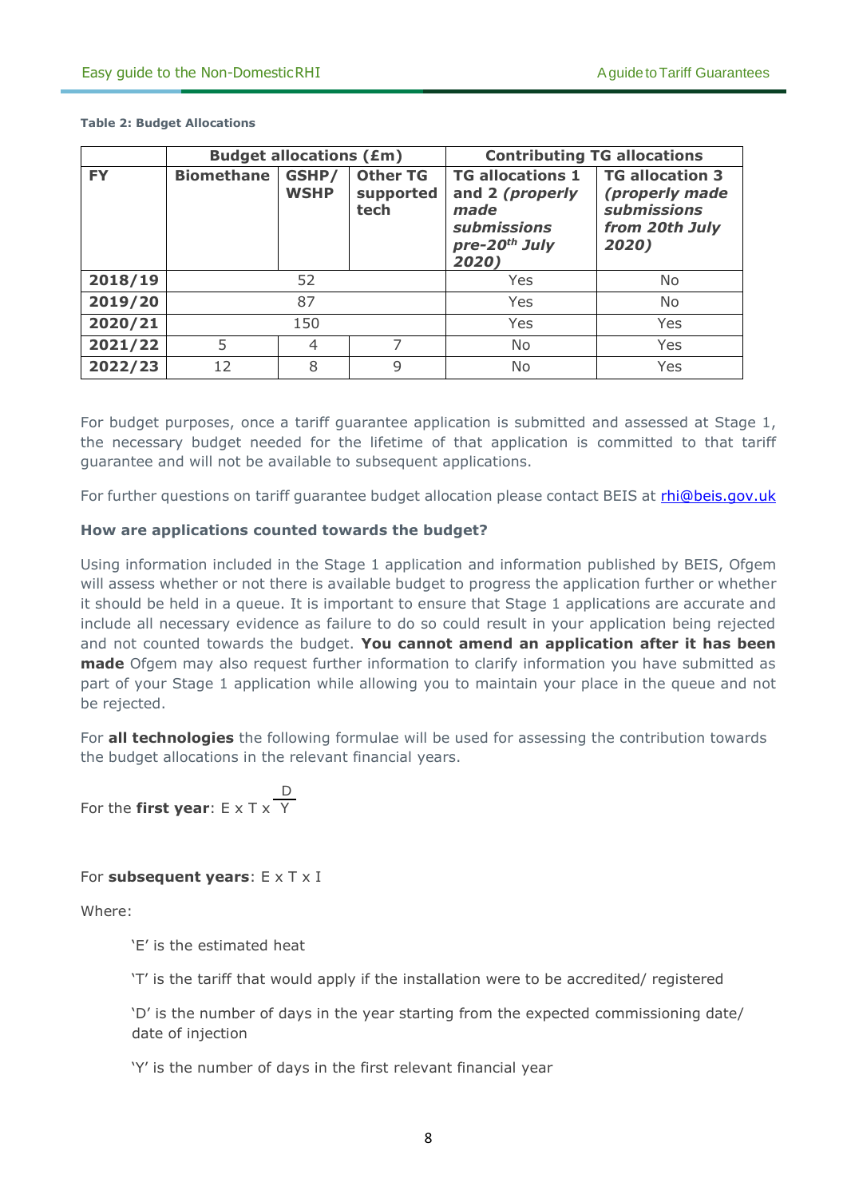**Table 2: Budget Allocations**

| | Budget allocations (£m) | | | Contributing TG allocations | |
|---|---|---|---|---|---|
| **FY** | **Biomethane** | **GSHP/ WSHP** | **Other TG supported tech** | **TG allocations 1 and 2 *(properly made submissions pre-20th July 2020)*** | **TG allocation 3 *(properly made submissions from 20th July 2020)*** |
| **2018/19** | 52 | | | Yes | No |
| **2019/20** | 87 | | | Yes | No |
| **2020/21** | 150 | | | Yes | Yes |
| **2021/22** | 5 | 4 | 7 | No | Yes |
| **2022/23** | 12 | 8 | 9 | No | Yes |

For budget purposes, once a tariff guarantee application is submitted and assessed at Stage 1, the necessary budget needed for the lifetime of that application is committed to that tariff guarantee and will not be available to subsequent applications.

For further questions on tariff guarantee budget allocation please contact BEIS at rhi@beis.gov.uk

**How are applications counted towards the budget?**

Using information included in the Stage 1 application and information published by BEIS, Ofgem will assess whether or not there is available budget to progress the application further or whether it should be held in a queue. It is important to ensure that Stage 1 applications are accurate and include all necessary evidence as failure to do so could result in your application being rejected and not counted towards the budget. **You cannot amend an application after it has been made** Ofgem may also request further information to clarify information you have submitted as part of your Stage 1 application while allowing you to maintain your place in the queue and not be rejected.

For **all technologies** the following formulae will be used for assessing the contribution towards the budget allocations in the relevant financial years.

For the **first year**: $E \times T \times \frac{D}{Y}$

For **subsequent years**: $E \times T \times I$

Where:

'E' is the estimated heat

'T' is the tariff that would apply if the installation were to be accredited/ registered

'D' is the number of days in the year starting from the expected commissioning date/ date of injection

'Y' is the number of days in the first relevant financial year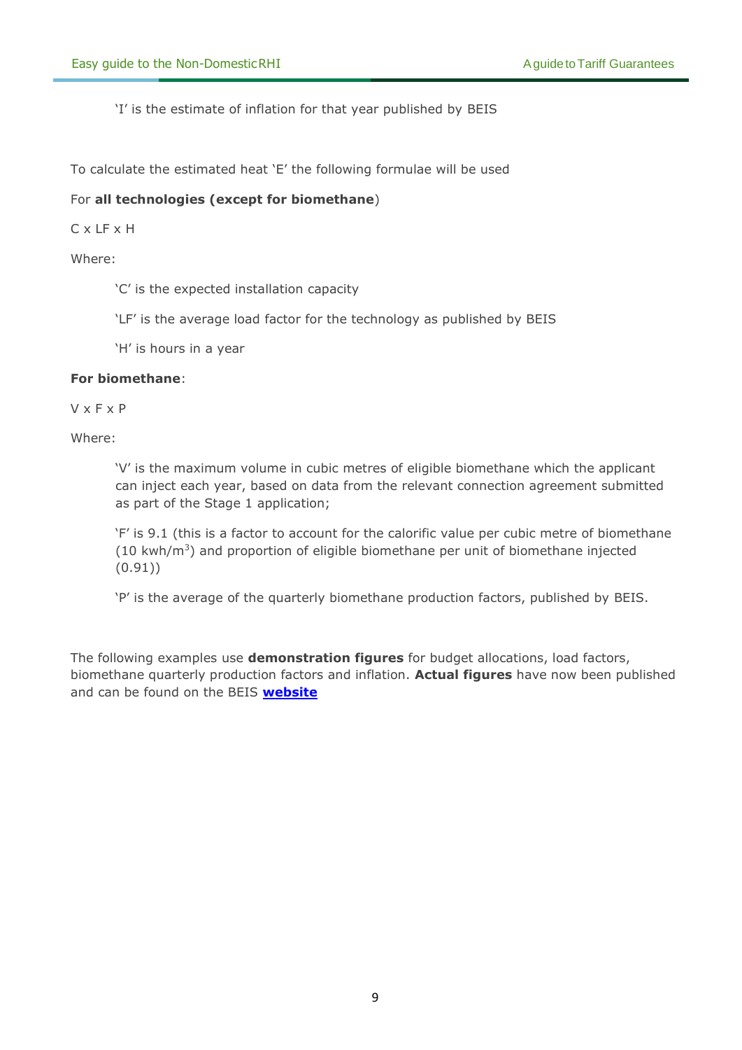'I' is the estimate of inflation for that year published by BEIS

To calculate the estimated heat 'E' the following formulae will be used

For **all technologies (except for biomethane**)

C x LF x H

Where:

'C' is the expected installation capacity

'LF' is the average load factor for the technology as published by BEIS

'H' is hours in a year

**For biomethane**:

V x F x P

Where:

'V' is the maximum volume in cubic metres of eligible biomethane which the applicant can inject each year, based on data from the relevant connection agreement submitted as part of the Stage 1 application;

'F' is 9.1 (this is a factor to account for the calorific value per cubic metre of biomethane (10 kwh/$m^3$) and proportion of eligible biomethane per unit of biomethane injected (0.91))

'P' is the average of the quarterly biomethane production factors, published by BEIS.

The following examples use **demonstration figures** for budget allocations, load factors, biomethane quarterly production factors and inflation. **Actual figures** have now been published and can be found on the BEIS **website**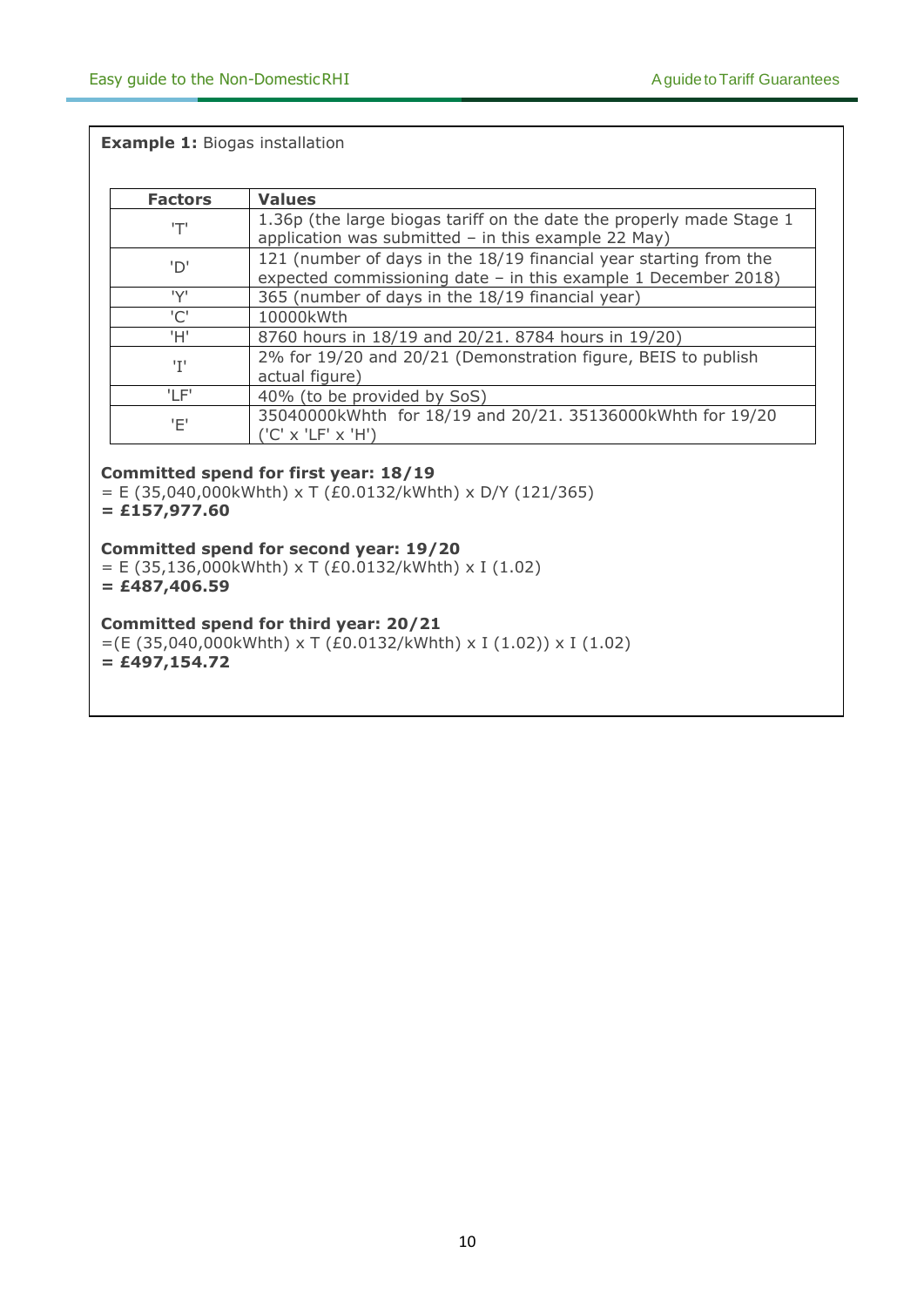**Example 1:** Biogas installation

| Factors | Values |
|---|---|
| 'T' | 1.36p (the large biogas tariff on the date the properly made Stage 1 application was submitted – in this example 22 May) |
| 'D' | 121 (number of days in the 18/19 financial year starting from the expected commissioning date – in this example 1 December 2018) |
| 'Y' | 365 (number of days in the 18/19 financial year) |
| 'C' | 10000kWth |
| 'H' | 8760 hours in 18/19 and 20/21. 8784 hours in 19/20) |
| 'I' | 2% for 19/20 and 20/21 (Demonstration figure, BEIS to publish actual figure) |
| 'LF' | 40% (to be provided by SoS) |
| 'E' | 35040000kWhth for 18/19 and 20/21. 35136000kWhth for 19/20 ('C' x 'LF' x 'H') |

**Committed spend for first year: 18/19**
= E (35,040,000kWhth) x T (£0.0132/kWhth) x D/Y (121/365)
**= £157,977.60**

**Committed spend for second year: 19/20**
= E (35,136,000kWhth) x T (£0.0132/kWhth) x I (1.02)
**= £487,406.59**

**Committed spend for third year: 20/21**
=(E (35,040,000kWhth) x T (£0.0132/kWhth) x I (1.02)) x I (1.02)
**= £497,154.72**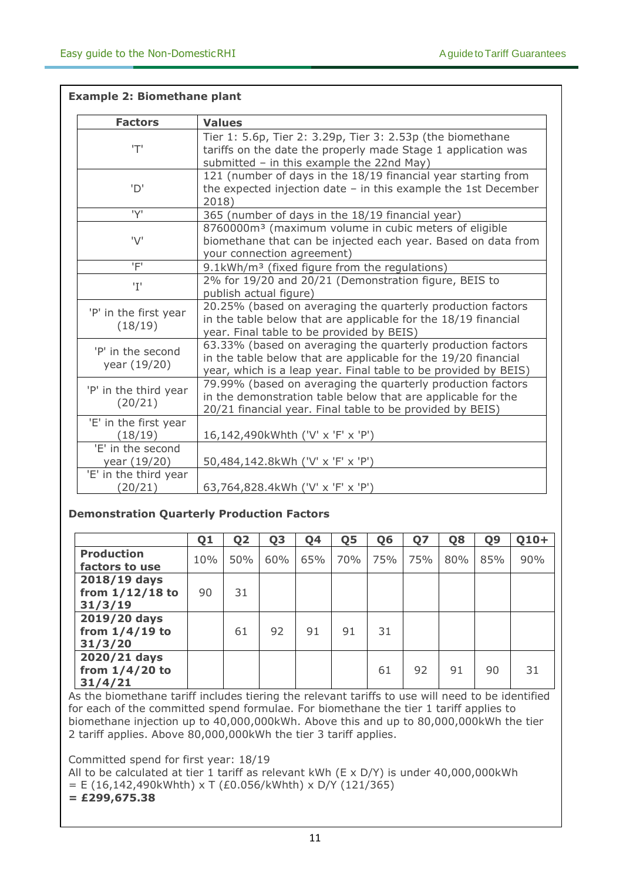**Example 2: Biomethane plant**

| Factors | Values |
|---|---|
| 'T' | Tier 1: 5.6p, Tier 2: 3.29p, Tier 3: 2.53p (the biomethane tariffs on the date the properly made Stage 1 application was submitted – in this example the 22nd May) |
| 'D' | 121 (number of days in the 18/19 financial year starting from the expected injection date – in this example the 1st December 2018) |
| 'Y' | 365 (number of days in the 18/19 financial year) |
| 'V' | 8760000m³ (maximum volume in cubic meters of eligible biomethane that can be injected each year. Based on data from your connection agreement) |
| 'F' | 9.1kWh/m³ (fixed figure from the regulations) |
| 'I' | 2% for 19/20 and 20/21 (Demonstration figure, BEIS to publish actual figure) |
| 'P' in the first year (18/19) | 20.25% (based on averaging the quarterly production factors in the table below that are applicable for the 18/19 financial year. Final table to be provided by BEIS) |
| 'P' in the second year (19/20) | 63.33% (based on averaging the quarterly production factors in the table below that are applicable for the 19/20 financial year, which is a leap year. Final table to be provided by BEIS) |
| 'P' in the third year (20/21) | 79.99% (based on averaging the quarterly production factors in the demonstration table below that are applicable for the 20/21 financial year. Final table to be provided by BEIS) |
| 'E' in the first year (18/19) | 16,142,490kWhth ('V' x 'F' x 'P') |
| 'E' in the second year (19/20) | 50,484,142.8kWh ('V' x 'F' x 'P') |
| 'E' in the third year (20/21) | 63,764,828.4kWh ('V' x 'F' x 'P') |

**Demonstration Quarterly Production Factors**

| | Q1 | Q2 | Q3 | Q4 | Q5 | Q6 | Q7 | Q8 | Q9 | Q10+ |
|---|---|---|---|---|---|---|---|---|---|---|
| **Production factors to use** | 10% | 50% | 60% | 65% | 70% | 75% | 75% | 80% | 85% | 90% |
| **2018/19 days from 1/12/18 to 31/3/19** | 90 | 31 | | | | | | | | |
| **2019/20 days from 1/4/19 to 31/3/20** | | 61 | 92 | 91 | 91 | 31 | | | | |
| **2020/21 days from 1/4/20 to 31/4/21** | | | | | | 61 | 92 | 91 | 90 | 31 |

As the biomethane tariff includes tiering the relevant tariffs to use will need to be identified for each of the committed spend formulae. For biomethane the tier 1 tariff applies to biomethane injection up to 40,000,000kWh. Above this and up to 80,000,000kWh the tier 2 tariff applies. Above 80,000,000kWh the tier 3 tariff applies.

Committed spend for first year: 18/19
All to be calculated at tier 1 tariff as relevant kWh (E x D/Y) is under 40,000,000kWh
= E (16,142,490kWhth) x T (£0.056/kWhth) x D/Y (121/365)
**= £299,675.38**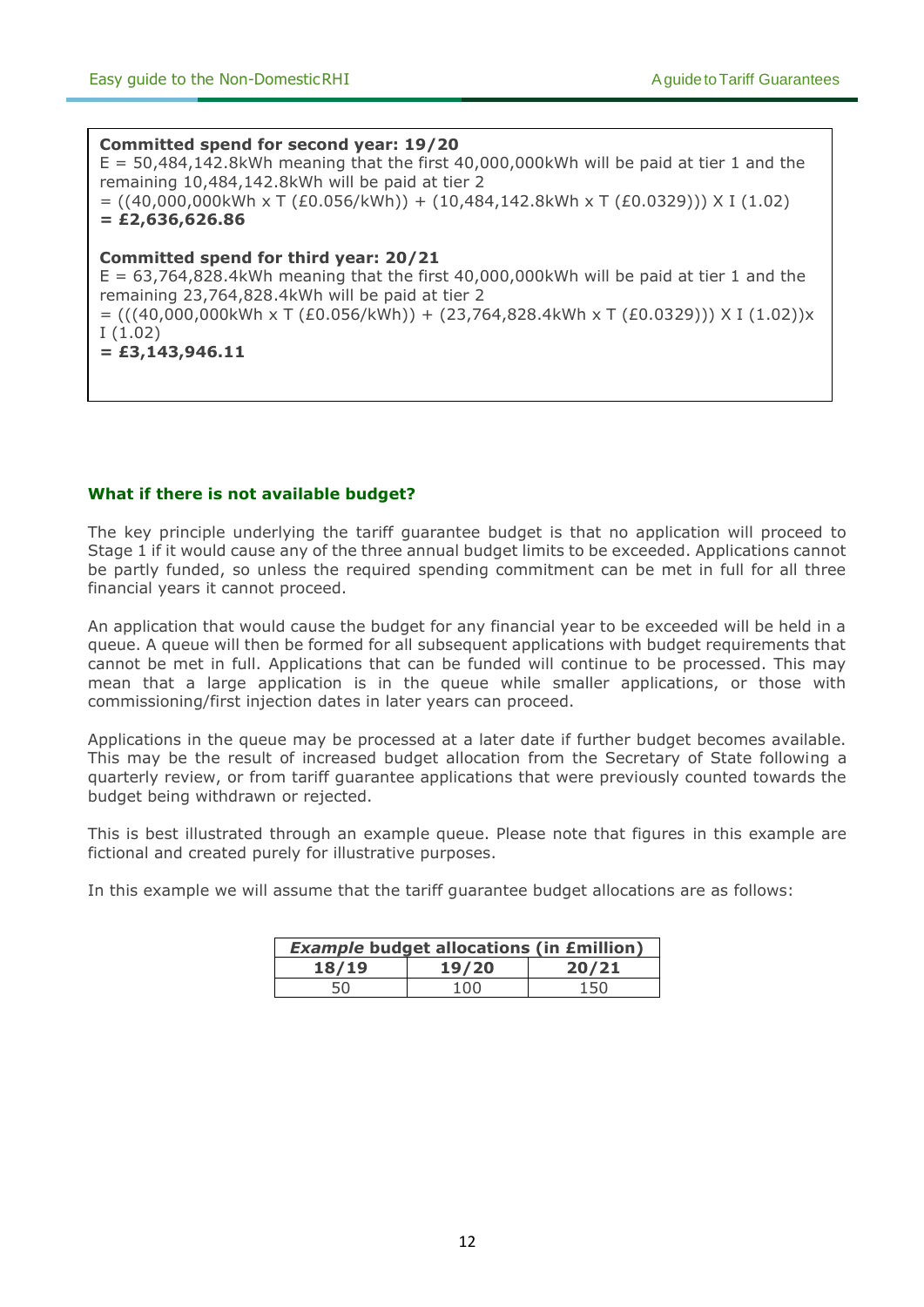**Committed spend for second year: 19/20**

E = 50,484,142.8kWh meaning that the first 40,000,000kWh will be paid at tier 1 and the remaining 10,484,142.8kWh will be paid at tier 2

= ((40,000,000kWh x T (£0.056/kWh)) + (10,484,142.8kWh x T (£0.0329))) X I (1.02)

**= £2,636,626.86**

**Committed spend for third year: 20/21**

E = 63,764,828.4kWh meaning that the first 40,000,000kWh will be paid at tier 1 and the remaining 23,764,828.4kWh will be paid at tier 2

= (((40,000,000kWh x T (£0.056/kWh)) + (23,764,828.4kWh x T (£0.0329))) X I (1.02))x I (1.02)

**= £3,143,946.11**

## What if there is not available budget?

The key principle underlying the tariff guarantee budget is that no application will proceed to Stage 1 if it would cause any of the three annual budget limits to be exceeded. Applications cannot be partly funded, so unless the required spending commitment can be met in full for all three financial years it cannot proceed.

An application that would cause the budget for any financial year to be exceeded will be held in a queue. A queue will then be formed for all subsequent applications with budget requirements that cannot be met in full. Applications that can be funded will continue to be processed. This may mean that a large application is in the queue while smaller applications, or those with commissioning/first injection dates in later years can proceed.

Applications in the queue may be processed at a later date if further budget becomes available. This may be the result of increased budget allocation from the Secretary of State following a quarterly review, or from tariff guarantee applications that were previously counted towards the budget being withdrawn or rejected.

This is best illustrated through an example queue. Please note that figures in this example are fictional and created purely for illustrative purposes.

In this example we will assume that the tariff guarantee budget allocations are as follows:

| ***Example* budget allocations (in £million)** | | |
|---|---|---|
| **18/19** | **19/20** | **20/21** |
| 50 | 100 | 150 |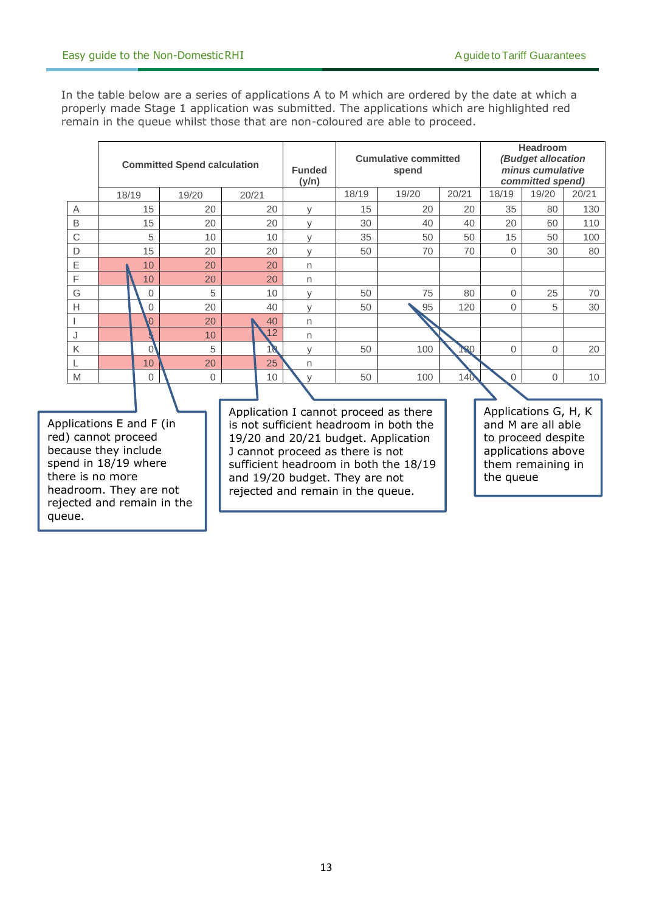In the table below are a series of applications A to M which are ordered by the date at which a properly made Stage 1 application was submitted. The applications which are highlighted red remain in the queue whilst those that are non-coloured are able to proceed.

| | Committed Spend calculation | | | Funded (y/n) | Cumulative committed spend | | | Headroom *(Budget allocation minus cumulative committed spend)* | | |
|---|---|---|---|---|---|---|---|---|---|---|
| | 18/19 | 19/20 | 20/21 | | 18/19 | 19/20 | 20/21 | 18/19 | 19/20 | 20/21 |
| A | 15 | 20 | 20 | y | 15 | 20 | 20 | 35 | 80 | 130 |
| B | 15 | 20 | 20 | y | 30 | 40 | 40 | 20 | 60 | 110 |
| C | 5 | 10 | 10 | y | 35 | 50 | 50 | 15 | 50 | 100 |
| D | 15 | 20 | 20 | y | 50 | 70 | 70 | 0 | 30 | 80 |
| E | 10 | 20 | 20 | n | | | | | | |
| F | 10 | 20 | 20 | n | | | | | | |
| G | 0 | 5 | 10 | y | 50 | 75 | 80 | 0 | 25 | 70 |
| H | 0 | 20 | 40 | y | 50 | 95 | 120 | 0 | 5 | 30 |
| I | 0 | 20 | 40 | n | | | | | | |
| J | 5 | 10 | 12 | n | | | | | | |
| K | 0 | 5 | 10 | y | 50 | 100 | 130 | 0 | 0 | 20 |
| L | 10 | 20 | 25 | n | | | | | | |
| M | 0 | 0 | 10 | y | 50 | 100 | 140 | 0 | 0 | 10 |

Applications E and F (in red) cannot proceed because they include spend in 18/19 where there is no more headroom. They are not rejected and remain in the queue.

Application I cannot proceed as there is not sufficient headroom in both the 19/20 and 20/21 budget. Application J cannot proceed as there is not sufficient headroom in both the 18/19 and 19/20 budget. They are not rejected and remain in the queue.

Applications G, H, K and M are all able to proceed despite applications above them remaining in the queue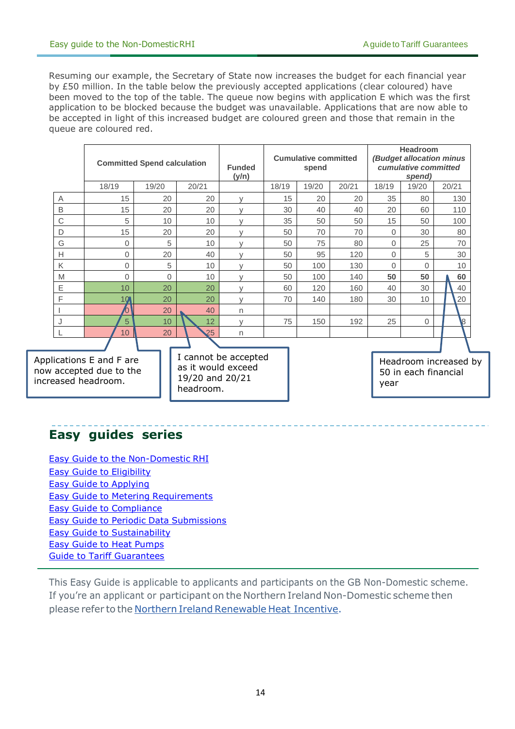Resuming our example, the Secretary of State now increases the budget for each financial year by £50 million. In the table below the previously accepted applications (clear coloured) have been moved to the top of the table. The queue now begins with application E which was the first application to be blocked because the budget was unavailable. Applications that are now able to be accepted in light of this increased budget are coloured green and those that remain in the queue are coloured red.

| | Committed Spend calculation | | | Funded (y/n) | Cumulative committed spend | | | Headroom *(Budget allocation minus cumulative committed spend)* | | |
|---|---|---|---|---|---|---|---|---|---|---|
| | 18/19 | 19/20 | 20/21 | | 18/19 | 19/20 | 20/21 | 18/19 | 19/20 | 20/21 |
| A | 15 | 20 | 20 | y | 15 | 20 | 20 | 35 | 80 | 130 |
| B | 15 | 20 | 20 | y | 30 | 40 | 40 | 20 | 60 | 110 |
| C | 5 | 10 | 10 | y | 35 | 50 | 50 | 15 | 50 | 100 |
| D | 15 | 20 | 20 | y | 50 | 70 | 70 | 0 | 30 | 80 |
| G | 0 | 5 | 10 | y | 50 | 75 | 80 | 0 | 25 | 70 |
| H | 0 | 20 | 40 | y | 50 | 95 | 120 | 0 | 5 | 30 |
| K | 0 | 5 | 10 | y | 50 | 100 | 130 | 0 | 0 | 10 |
| M | 0 | 0 | 10 | y | 50 | 100 | 140 | **50** | **50** | **60** |
| E | 10 | 20 | 20 | y | 60 | 120 | 160 | 40 | 30 | 40 |
| F | 10 | 20 | 20 | y | 70 | 140 | 180 | 30 | 10 | 20 |
| I | 0 | 20 | 40 | n | | | | | | |
| J | 5 | 10 | 12 | y | 75 | 150 | 192 | 25 | 0 | 8 |
| L | 10 | 20 | 25 | n | | | | | | |

Applications E and F are now accepted due to the increased headroom.

I cannot be accepted as it would exceed 19/20 and 20/21 headroom.

Headroom increased by 50 in each financial year

## Easy guides series

Easy Guide to the Non-Domestic RHI
Easy Guide to Eligibility
Easy Guide to Applying
Easy Guide to Metering Requirements
Easy Guide to Compliance
Easy Guide to Periodic Data Submissions
Easy Guide to Sustainability
Easy Guide to Heat Pumps
Guide to Tariff Guarantees

This Easy Guide is applicable to applicants and participants on the GB Non-Domestic scheme. If you're an applicant or participant on the Northern Ireland Non-Domestic scheme then please refer to the Northern Ireland Renewable Heat Incentive.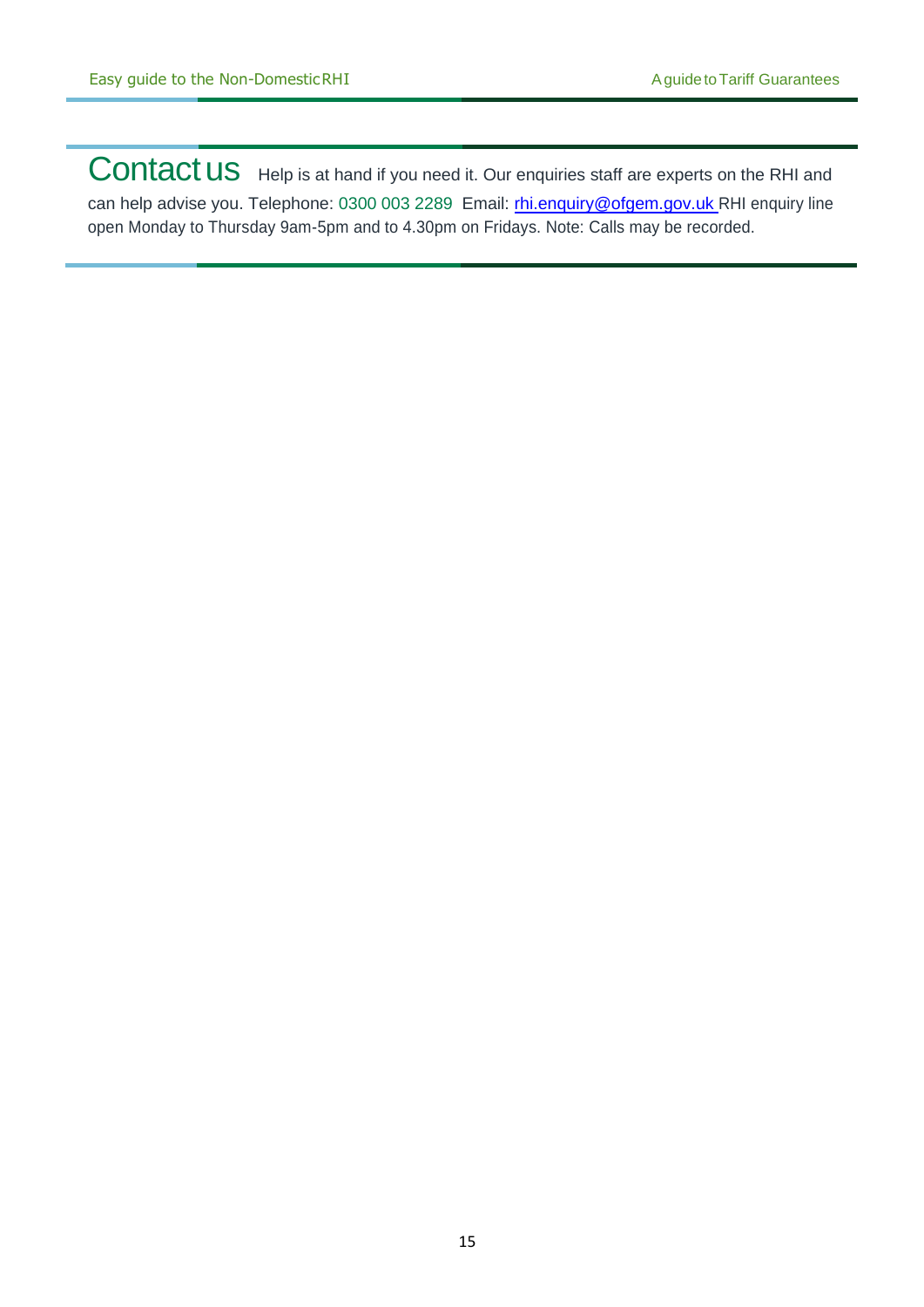## Contact us

Help is at hand if you need it. Our enquiries staff are experts on the RHI and can help advise you. Telephone: 0300 003 2289 Email: rhi.enquiry@ofgem.gov.uk RHI enquiry line open Monday to Thursday 9am-5pm and to 4.30pm on Fridays. Note: Calls may be recorded.